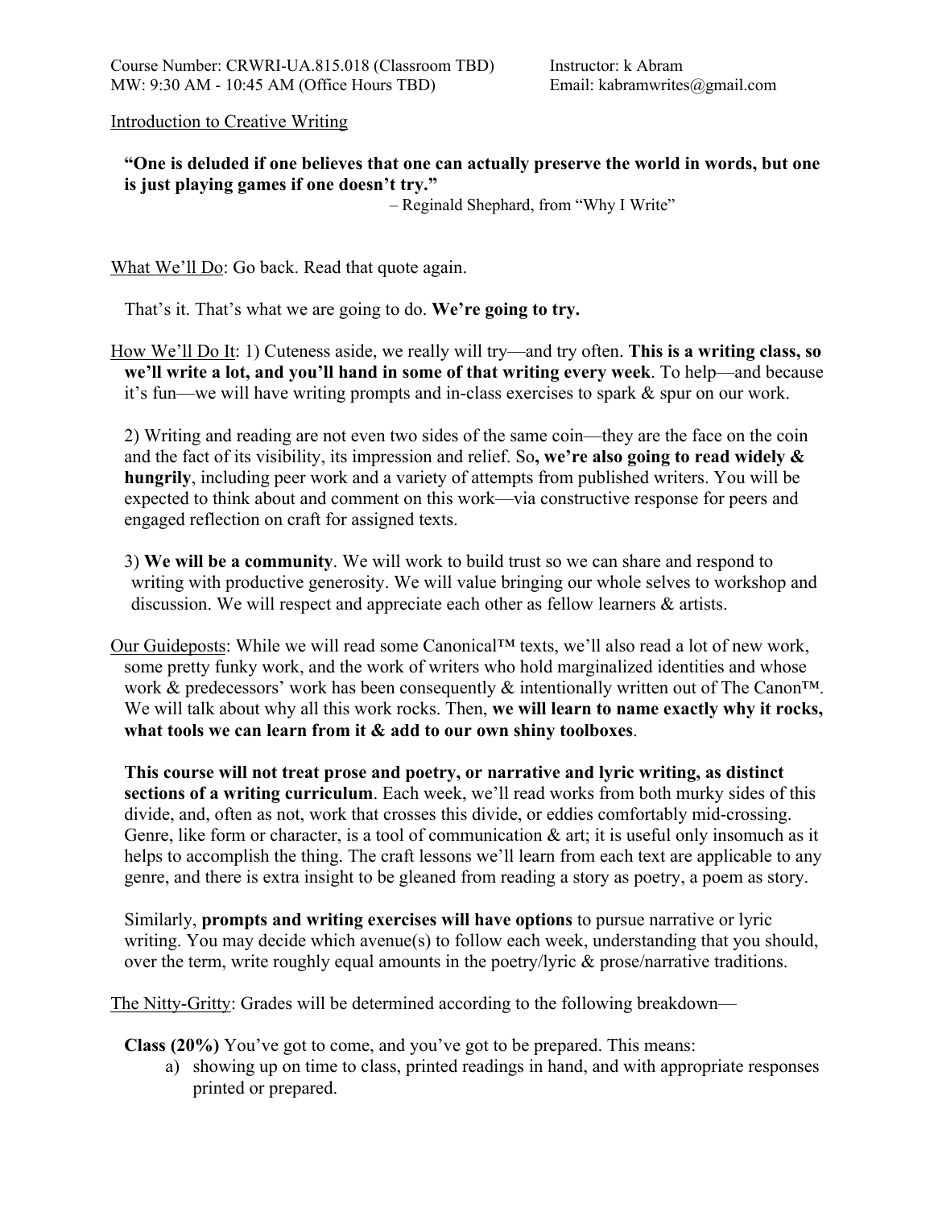Course Number: CRWRI-UA.815.018 (Classroom TBD)
MW: 9:30 AM - 10:45 AM (Office Hours TBD)

Instructor: k Abram
Email: kabramwrites@gmail.com

Introduction to Creative Writing

> **"One is deluded if one believes that one can actually preserve the world in words, but one is just playing games if one doesn't try."**
>
> – Reginald Shephard, from "Why I Write"

What We'll Do: Go back. Read that quote again.

That's it. That's what we are going to do. **We're going to try.**

How We'll Do It: 1) Cuteness aside, we really will try—and try often. **This is a writing class, so we'll write a lot, and you'll hand in some of that writing every week**. To help—and because it's fun—we will have writing prompts and in-class exercises to spark & spur on our work.

2) Writing and reading are not even two sides of the same coin—they are the face on the coin and the fact of its visibility, its impression and relief. So**, we're also going to read widely & hungrily**, including peer work and a variety of attempts from published writers. You will be expected to think about and comment on this work—via constructive response for peers and engaged reflection on craft for assigned texts.

3) **We will be a community**. We will work to build trust so we can share and respond to writing with productive generosity. We will value bringing our whole selves to workshop and discussion. We will respect and appreciate each other as fellow learners & artists.

Our Guideposts: While we will read some Canonical™ texts, we'll also read a lot of new work, some pretty funky work, and the work of writers who hold marginalized identities and whose work & predecessors' work has been consequently & intentionally written out of The Canon™. We will talk about why all this work rocks. Then, **we will learn to name exactly why it rocks, what tools we can learn from it & add to our own shiny toolboxes**.

**This course will not treat prose and poetry, or narrative and lyric writing, as distinct sections of a writing curriculum**. Each week, we'll read works from both murky sides of this divide, and, often as not, work that crosses this divide, or eddies comfortably mid-crossing. Genre, like form or character, is a tool of communication & art; it is useful only insomuch as it helps to accomplish the thing. The craft lessons we'll learn from each text are applicable to any genre, and there is extra insight to be gleaned from reading a story as poetry, a poem as story.

Similarly, **prompts and writing exercises will have options** to pursue narrative or lyric writing. You may decide which avenue(s) to follow each week, understanding that you should, over the term, write roughly equal amounts in the poetry/lyric & prose/narrative traditions.

The Nitty-Gritty: Grades will be determined according to the following breakdown—

**Class (20%)** You've got to come, and you've got to be prepared. This means:

a) showing up on time to class, printed readings in hand, and with appropriate responses printed or prepared.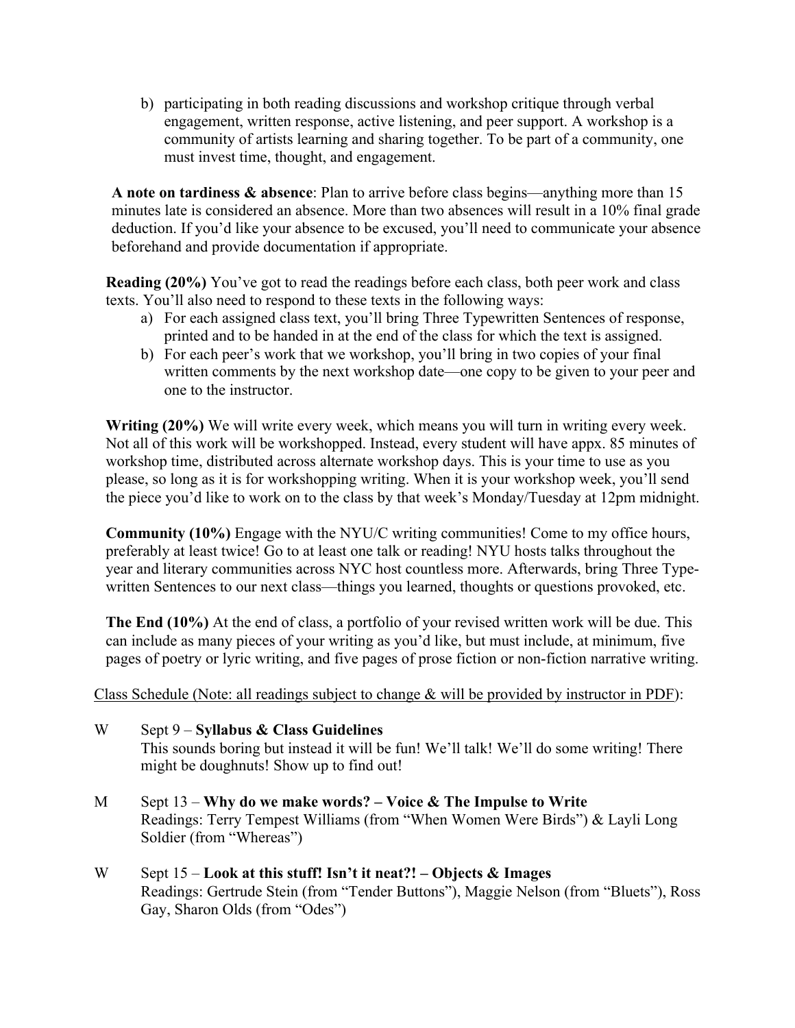b) participating in both reading discussions and workshop critique through verbal engagement, written response, active listening, and peer support. A workshop is a community of artists learning and sharing together. To be part of a community, one must invest time, thought, and engagement.

**A note on tardiness & absence**: Plan to arrive before class begins—anything more than 15 minutes late is considered an absence. More than two absences will result in a 10% final grade deduction. If you'd like your absence to be excused, you'll need to communicate your absence beforehand and provide documentation if appropriate.

**Reading (20%)** You've got to read the readings before each class, both peer work and class texts. You'll also need to respond to these texts in the following ways:

a) For each assigned class text, you'll bring Three Typewritten Sentences of response, printed and to be handed in at the end of the class for which the text is assigned.
b) For each peer's work that we workshop, you'll bring in two copies of your final written comments by the next workshop date—one copy to be given to your peer and one to the instructor.

**Writing (20%)** We will write every week, which means you will turn in writing every week. Not all of this work will be workshopped. Instead, every student will have appx. 85 minutes of workshop time, distributed across alternate workshop days. This is your time to use as you please, so long as it is for workshopping writing. When it is your workshop week, you'll send the piece you'd like to work on to the class by that week's Monday/Tuesday at 12pm midnight.

**Community (10%)** Engage with the NYU/C writing communities! Come to my office hours, preferably at least twice! Go to at least one talk or reading! NYU hosts talks throughout the year and literary communities across NYC host countless more. Afterwards, bring Three Type-written Sentences to our next class—things you learned, thoughts or questions provoked, etc.

**The End (10%)** At the end of class, a portfolio of your revised written work will be due. This can include as many pieces of your writing as you'd like, but must include, at minimum, five pages of poetry or lyric writing, and five pages of prose fiction or non-fiction narrative writing.

<u>Class Schedule (Note: all readings subject to change & will be provided by instructor in PDF)</u>:

W Sept 9 – **Syllabus & Class Guidelines**
This sounds boring but instead it will be fun! We'll talk! We'll do some writing! There might be doughnuts! Show up to find out!

M Sept 13 – **Why do we make words? – Voice & The Impulse to Write**
Readings: Terry Tempest Williams (from "When Women Were Birds") & Layli Long Soldier (from "Whereas")

W Sept 15 – **Look at this stuff! Isn't it neat?! – Objects & Images**
Readings: Gertrude Stein (from "Tender Buttons"), Maggie Nelson (from "Bluets"), Ross Gay, Sharon Olds (from "Odes")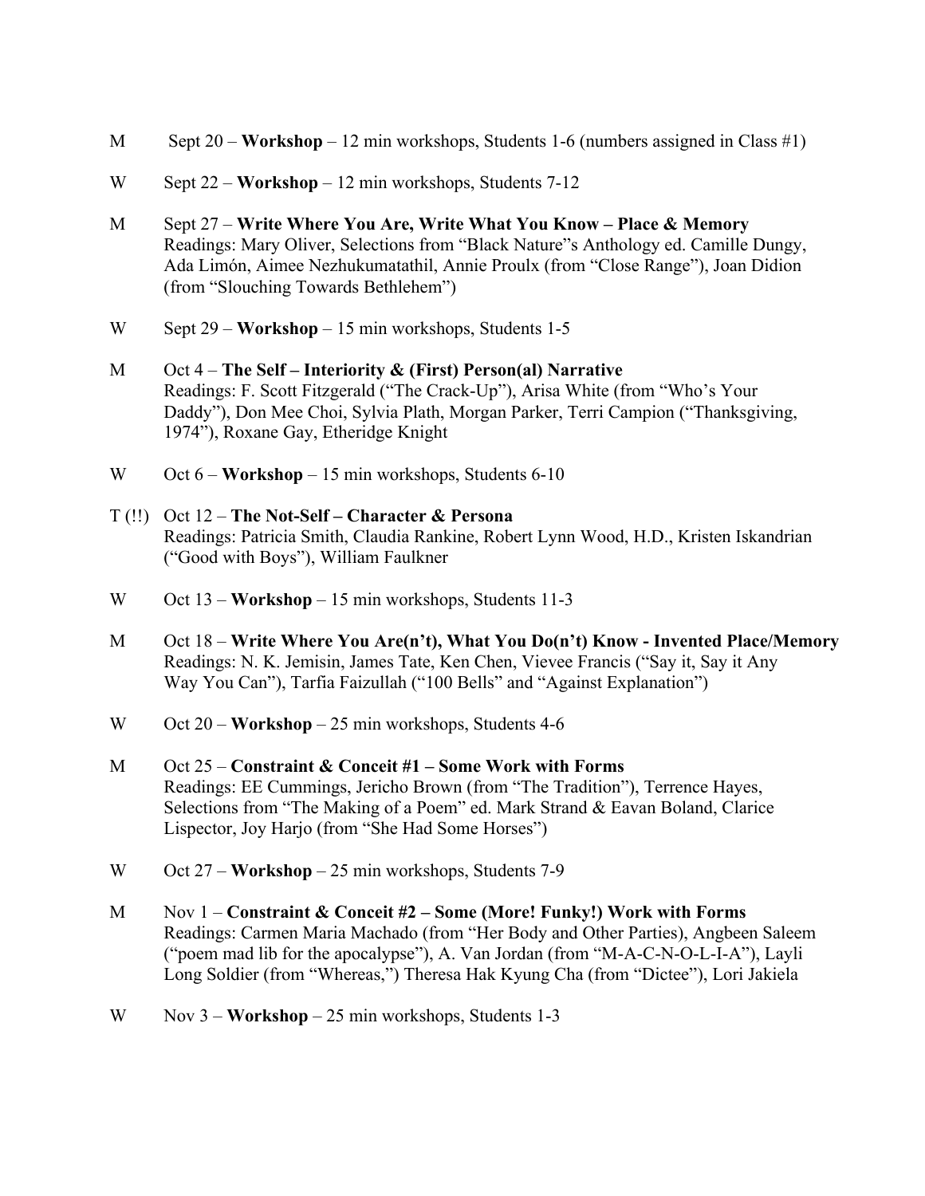M Sept 20 – **Workshop** – 12 min workshops, Students 1-6 (numbers assigned in Class #1)

W Sept 22 – **Workshop** – 12 min workshops, Students 7-12

M Sept 27 – **Write Where You Are, Write What You Know – Place & Memory**
Readings: Mary Oliver, Selections from "Black Nature"s Anthology ed. Camille Dungy, Ada Limón, Aimee Nezhukumatathil, Annie Proulx (from "Close Range"), Joan Didion (from "Slouching Towards Bethlehem")

W Sept 29 – **Workshop** – 15 min workshops, Students 1-5

M Oct 4 – **The Self – Interiority & (First) Person(al) Narrative**
Readings: F. Scott Fitzgerald ("The Crack-Up"), Arisa White (from "Who's Your Daddy"), Don Mee Choi, Sylvia Plath, Morgan Parker, Terri Campion ("Thanksgiving, 1974"), Roxane Gay, Etheridge Knight

W Oct 6 – **Workshop** – 15 min workshops, Students 6-10

T (!!) Oct 12 – **The Not-Self – Character & Persona**
Readings: Patricia Smith, Claudia Rankine, Robert Lynn Wood, H.D., Kristen Iskandrian ("Good with Boys"), William Faulkner

W Oct 13 – **Workshop** – 15 min workshops, Students 11-3

M Oct 18 – **Write Where You Are(n't), What You Do(n't) Know - Invented Place/Memory**
Readings: N. K. Jemisin, James Tate, Ken Chen, Vievee Francis ("Say it, Say it Any Way You Can"), Tarfia Faizullah ("100 Bells" and "Against Explanation")

W Oct 20 – **Workshop** – 25 min workshops, Students 4-6

M Oct 25 – **Constraint & Conceit #1 – Some Work with Forms**
Readings: EE Cummings, Jericho Brown (from "The Tradition"), Terrence Hayes, Selections from "The Making of a Poem" ed. Mark Strand & Eavan Boland, Clarice Lispector, Joy Harjo (from "She Had Some Horses")

W Oct 27 – **Workshop** – 25 min workshops, Students 7-9

M Nov 1 – **Constraint & Conceit #2 – Some (More! Funky!) Work with Forms**
Readings: Carmen Maria Machado (from "Her Body and Other Parties), Angbeen Saleem ("poem mad lib for the apocalypse"), A. Van Jordan (from "M-A-C-N-O-L-I-A"), Layli Long Soldier (from "Whereas,") Theresa Hak Kyung Cha (from "Dictee"), Lori Jakiela

W Nov 3 – **Workshop** – 25 min workshops, Students 1-3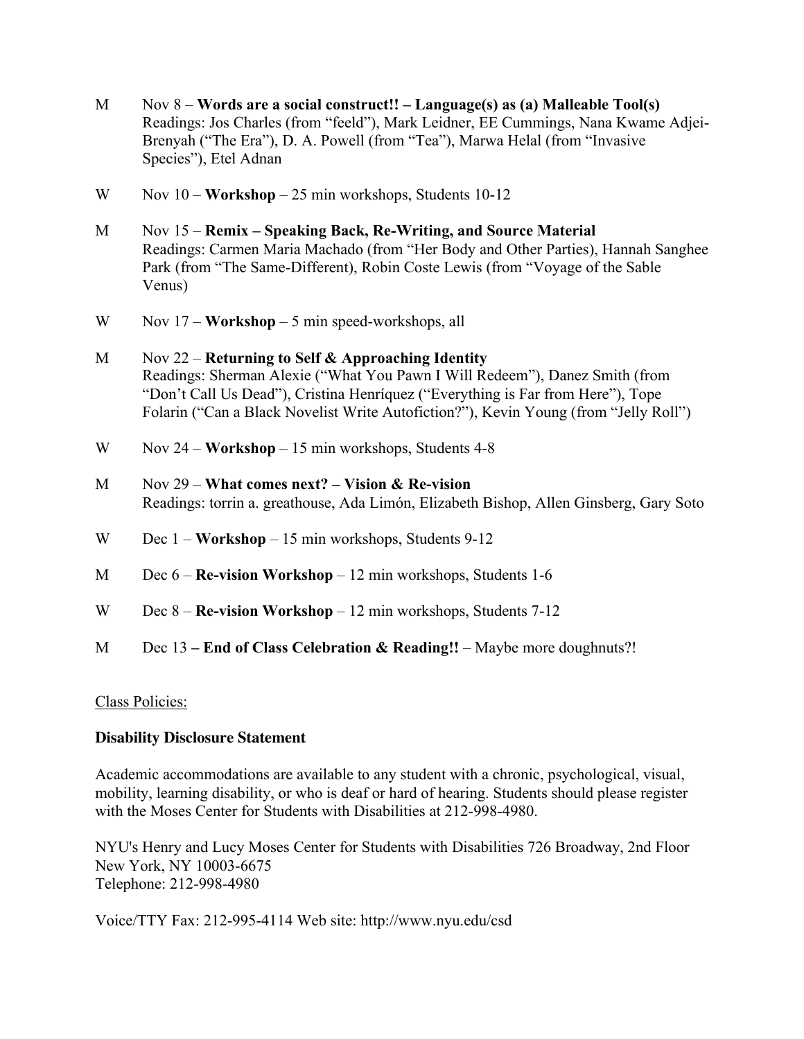M Nov 8 – **Words are a social construct!! – Language(s) as (a) Malleable Tool(s)**
Readings: Jos Charles (from "feeld"), Mark Leidner, EE Cummings, Nana Kwame Adjei-Brenyah ("The Era"), D. A. Powell (from "Tea"), Marwa Helal (from "Invasive Species"), Etel Adnan

W Nov 10 – **Workshop** – 25 min workshops, Students 10-12

M Nov 15 – **Remix – Speaking Back, Re-Writing, and Source Material**
Readings: Carmen Maria Machado (from "Her Body and Other Parties), Hannah Sanghee Park (from "The Same-Different), Robin Coste Lewis (from "Voyage of the Sable Venus)

W Nov 17 – **Workshop** – 5 min speed-workshops, all

M Nov 22 – **Returning to Self & Approaching Identity**
Readings: Sherman Alexie ("What You Pawn I Will Redeem"), Danez Smith (from "Don't Call Us Dead"), Cristina Henríquez ("Everything is Far from Here"), Tope Folarin ("Can a Black Novelist Write Autofiction?"), Kevin Young (from "Jelly Roll")

W Nov 24 – **Workshop** – 15 min workshops, Students 4-8

M Nov 29 – **What comes next? – Vision & Re-vision**
Readings: torrin a. greathouse, Ada Limón, Elizabeth Bishop, Allen Ginsberg, Gary Soto

W Dec 1 – **Workshop** – 15 min workshops, Students 9-12

M Dec 6 – **Re-vision Workshop** – 12 min workshops, Students 1-6

W Dec 8 – **Re-vision Workshop** – 12 min workshops, Students 7-12

M Dec 13 **– End of Class Celebration & Reading!!** – Maybe more doughnuts?!

<u>Class Policies:</u>

**Disability Disclosure Statement**

Academic accommodations are available to any student with a chronic, psychological, visual, mobility, learning disability, or who is deaf or hard of hearing. Students should please register with the Moses Center for Students with Disabilities at 212-998-4980.

NYU's Henry and Lucy Moses Center for Students with Disabilities 726 Broadway, 2nd Floor
New York, NY 10003-6675
Telephone: 212-998-4980

Voice/TTY Fax: 212-995-4114 Web site: http://www.nyu.edu/csd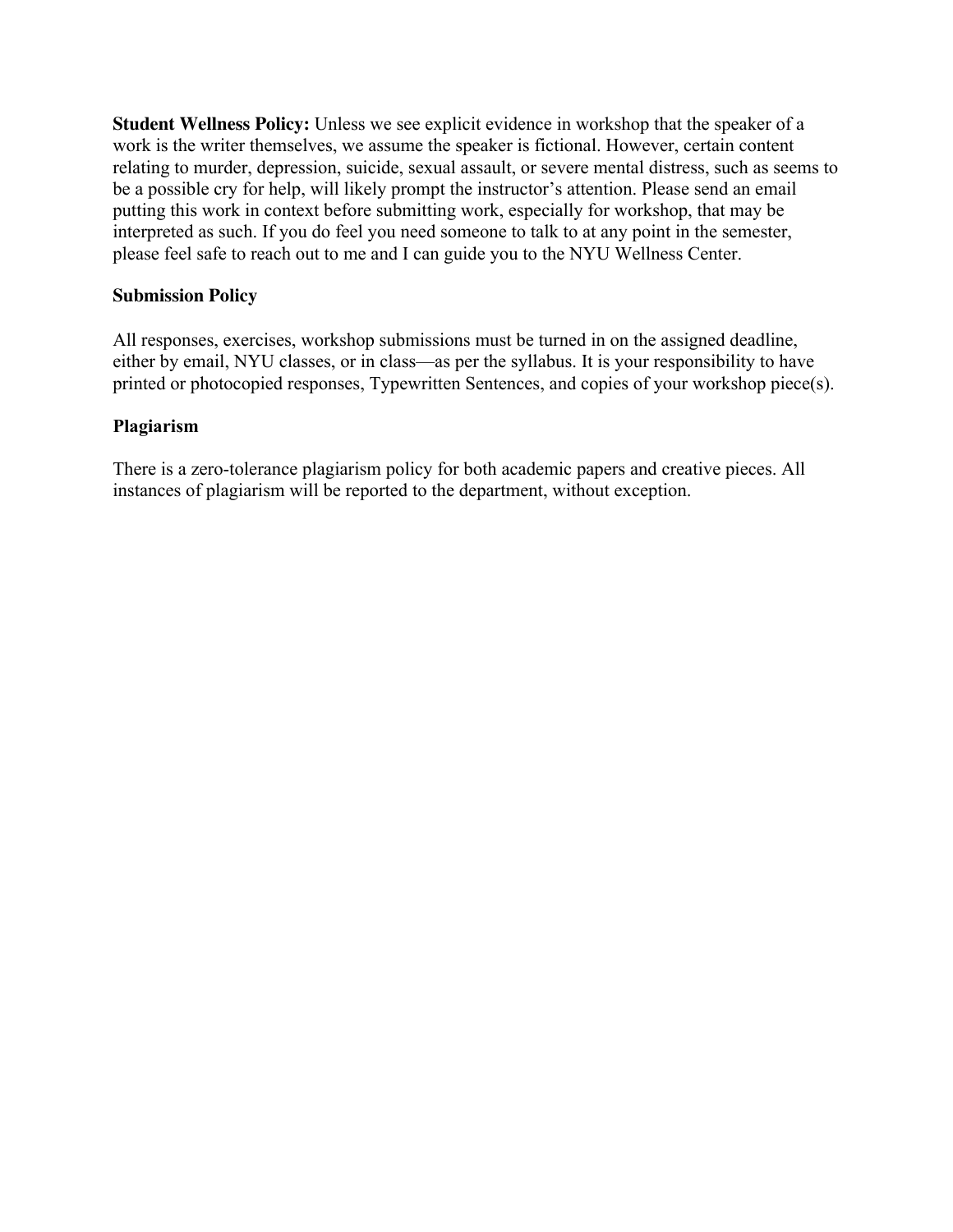**Student Wellness Policy:** Unless we see explicit evidence in workshop that the speaker of a work is the writer themselves, we assume the speaker is fictional. However, certain content relating to murder, depression, suicide, sexual assault, or severe mental distress, such as seems to be a possible cry for help, will likely prompt the instructor's attention. Please send an email putting this work in context before submitting work, especially for workshop, that may be interpreted as such. If you do feel you need someone to talk to at any point in the semester, please feel safe to reach out to me and I can guide you to the NYU Wellness Center.

**Submission Policy**

All responses, exercises, workshop submissions must be turned in on the assigned deadline, either by email, NYU classes, or in class—as per the syllabus. It is your responsibility to have printed or photocopied responses, Typewritten Sentences, and copies of your workshop piece(s).

**Plagiarism**

There is a zero-tolerance plagiarism policy for both academic papers and creative pieces. All instances of plagiarism will be reported to the department, without exception.